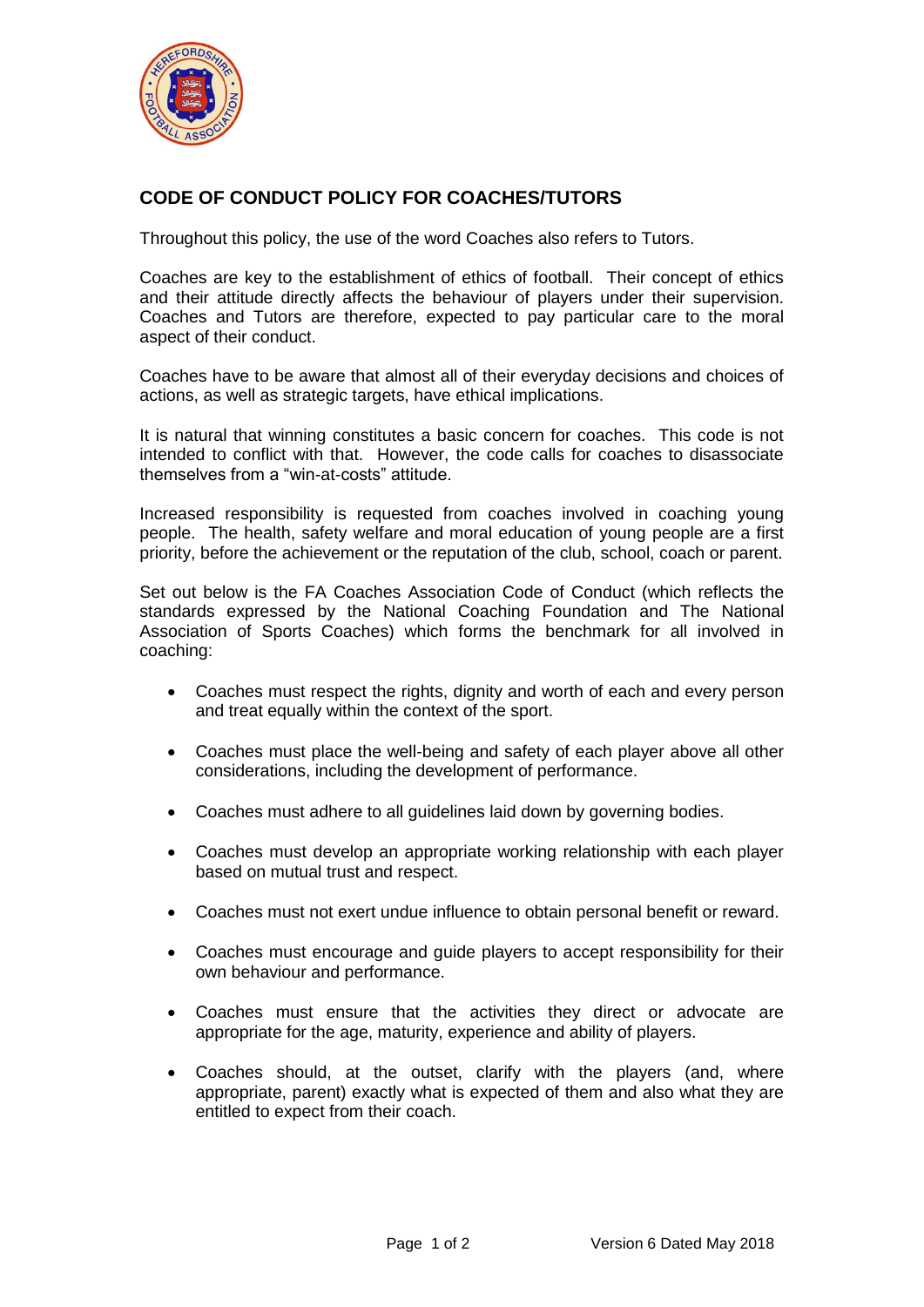## CODE OF CONDUCT POLICY FOR COACHES/TUTORS

Throughout this policy, the use of the word Coaches also refers to Tutors.

Coaches are key to the establishment of ethics of football. Their concept of ethics and their attitude directly affects the behaviour of players under their supervision. Coaches and Tutors are therefore, expected to pay particular care to the moral aspect of their conduct.

Coaches have to be aware that almost all of their everyday decisions and choices of actions, as well as strategic targets, have ethical implications.

It is natural that winning constitutes a basic concern for coaches. This code is not intended to conflict with that. However, the code calls for coaches to disassociate themselves from a "win-at-costs" attitude.

Increased responsibility is requested from coaches involved in coaching young people. The health, safety welfare and moral education of young people are a first priority, before the achievement or the reputation of the club, school, coach or parent.

Set out below is the FA Coaches Association Code of Conduct (which reflects the standards expressed by the National Coaching Foundation and The National Association of Sports Coaches) which forms the benchmark for all involved in coaching:

- Coaches must respect the rights, dignity and worth of each and every person and treat equally within the context of the sport.
- Coaches must place the well-being and safety of each player above all other considerations, including the development of performance.
- Coaches must adhere to all guidelines laid down by governing bodies.
- Coaches must develop an appropriate working relationship with each player based on mutual trust and respect.
- Coaches must not exert undue influence to obtain personal benefit or reward.
- Coaches must encourage and guide players to accept responsibility for their own behaviour and performance.
- Coaches must ensure that the activities they direct or advocate are appropriate for the age, maturity, experience and ability of players.
- Coaches should, at the outset, clarify with the players (and, where appropriate, parent) exactly what is expected of them and also what they are entitled to expect from their coach.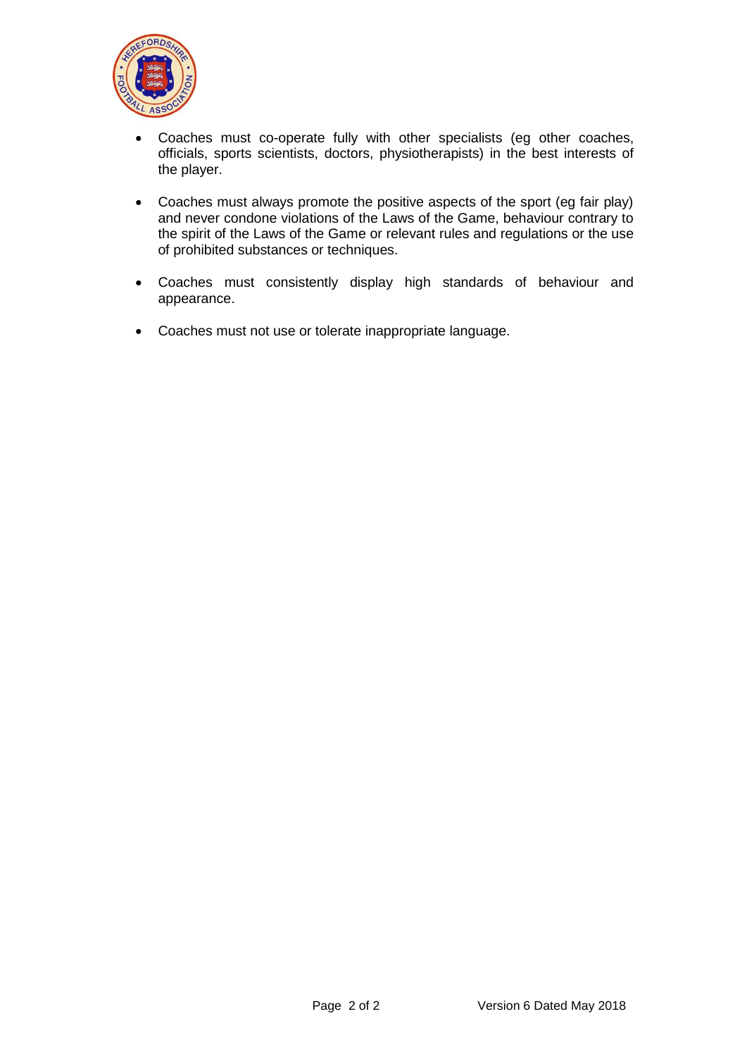- Coaches must co-operate fully with other specialists (eg other coaches, officials, sports scientists, doctors, physiotherapists) in the best interests of the player.

- Coaches must always promote the positive aspects of the sport (eg fair play) and never condone violations of the Laws of the Game, behaviour contrary to the spirit of the Laws of the Game or relevant rules and regulations or the use of prohibited substances or techniques.

- Coaches must consistently display high standards of behaviour and appearance.

- Coaches must not use or tolerate inappropriate language.